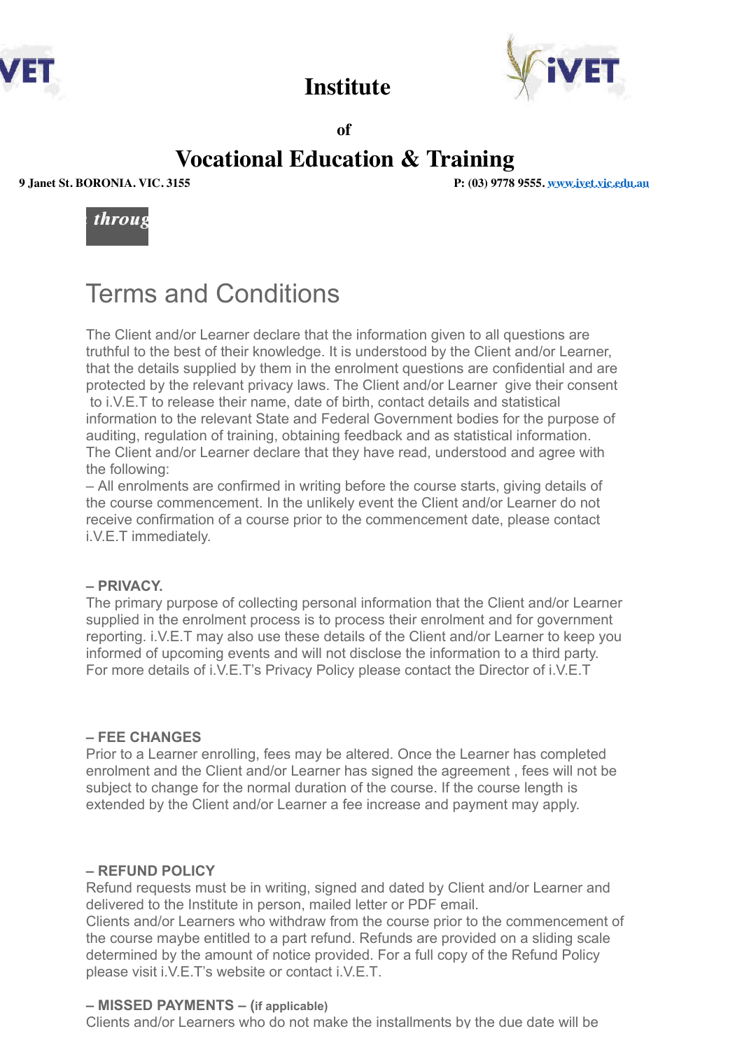# Institute

**of**

# Vocational Education & Training

**9 Janet St. BORONIA. VIC. 3155** **P: (03) 9778 9555. www.ivet.vic.edu.au**

*throug*

## Terms and Conditions

The Client and/or Learner declare that the information given to all questions are truthful to the best of their knowledge. It is understood by the Client and/or Learner, that the details supplied by them in the enrolment questions are confidential and are protected by the relevant privacy laws. The Client and/or Learner give their consent to i.V.E.T to release their name, date of birth, contact details and statistical information to the relevant State and Federal Government bodies for the purpose of auditing, regulation of training, obtaining feedback and as statistical information. The Client and/or Learner declare that they have read, understood and agree with the following:

– All enrolments are confirmed in writing before the course starts, giving details of the course commencement. In the unlikely event the Client and/or Learner do not receive confirmation of a course prior to the commencement date, please contact i.V.E.T immediately.

**– PRIVACY.**

The primary purpose of collecting personal information that the Client and/or Learner supplied in the enrolment process is to process their enrolment and for government reporting. i.V.E.T may also use these details of the Client and/or Learner to keep you informed of upcoming events and will not disclose the information to a third party. For more details of i.V.E.T's Privacy Policy please contact the Director of i.V.E.T

**– FEE CHANGES**

Prior to a Learner enrolling, fees may be altered. Once the Learner has completed enrolment and the Client and/or Learner has signed the agreement , fees will not be subject to change for the normal duration of the course. If the course length is extended by the Client and/or Learner a fee increase and payment may apply.

**– REFUND POLICY**

Refund requests must be in writing, signed and dated by Client and/or Learner and delivered to the Institute in person, mailed letter or PDF email.

Clients and/or Learners who withdraw from the course prior to the commencement of the course maybe entitled to a part refund. Refunds are provided on a sliding scale determined by the amount of notice provided. For a full copy of the Refund Policy please visit i.V.E.T's website or contact i.V.E.T.

**– MISSED PAYMENTS – (if applicable)**

Clients and/or Learners who do not make the installments by the due date will be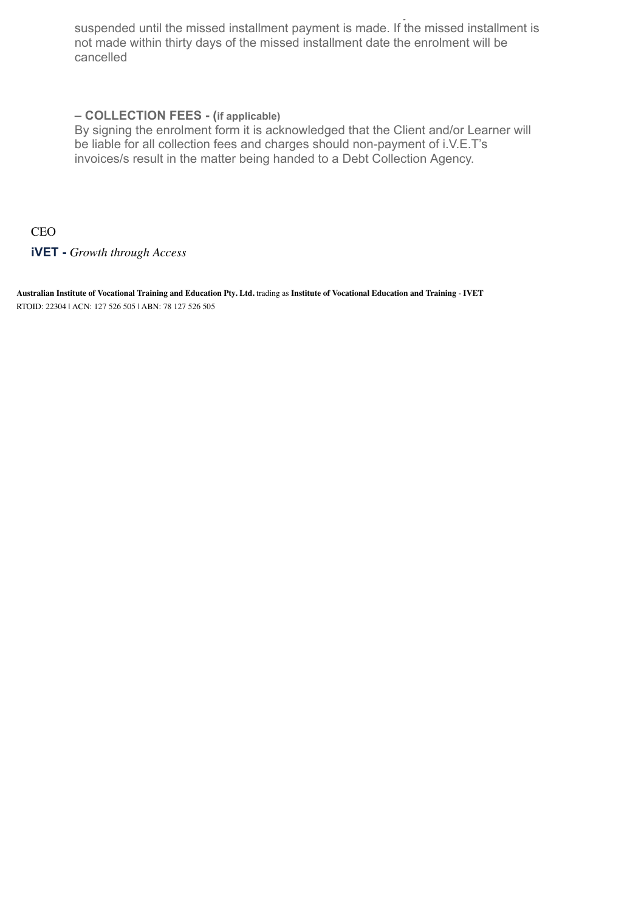suspended until the missed installment payment is made. If the missed installment is not made within thirty days of the missed installment date the enrolment will be cancelled

**– COLLECTION FEES - (if applicable)**

By signing the enrolment form it is acknowledged that the Client and/or Learner will be liable for all collection fees and charges should non-payment of i.V.E.T's invoices/s result in the matter being handed to a Debt Collection Agency.

CEO

**iVET -** *Growth through Access*

**Australian Institute of Vocational Training and Education Pty. Ltd.** trading as **Institute of Vocational Education and Training - IVET**
RTOID: 22304 | ACN: 127 526 505 | ABN: 78 127 526 505